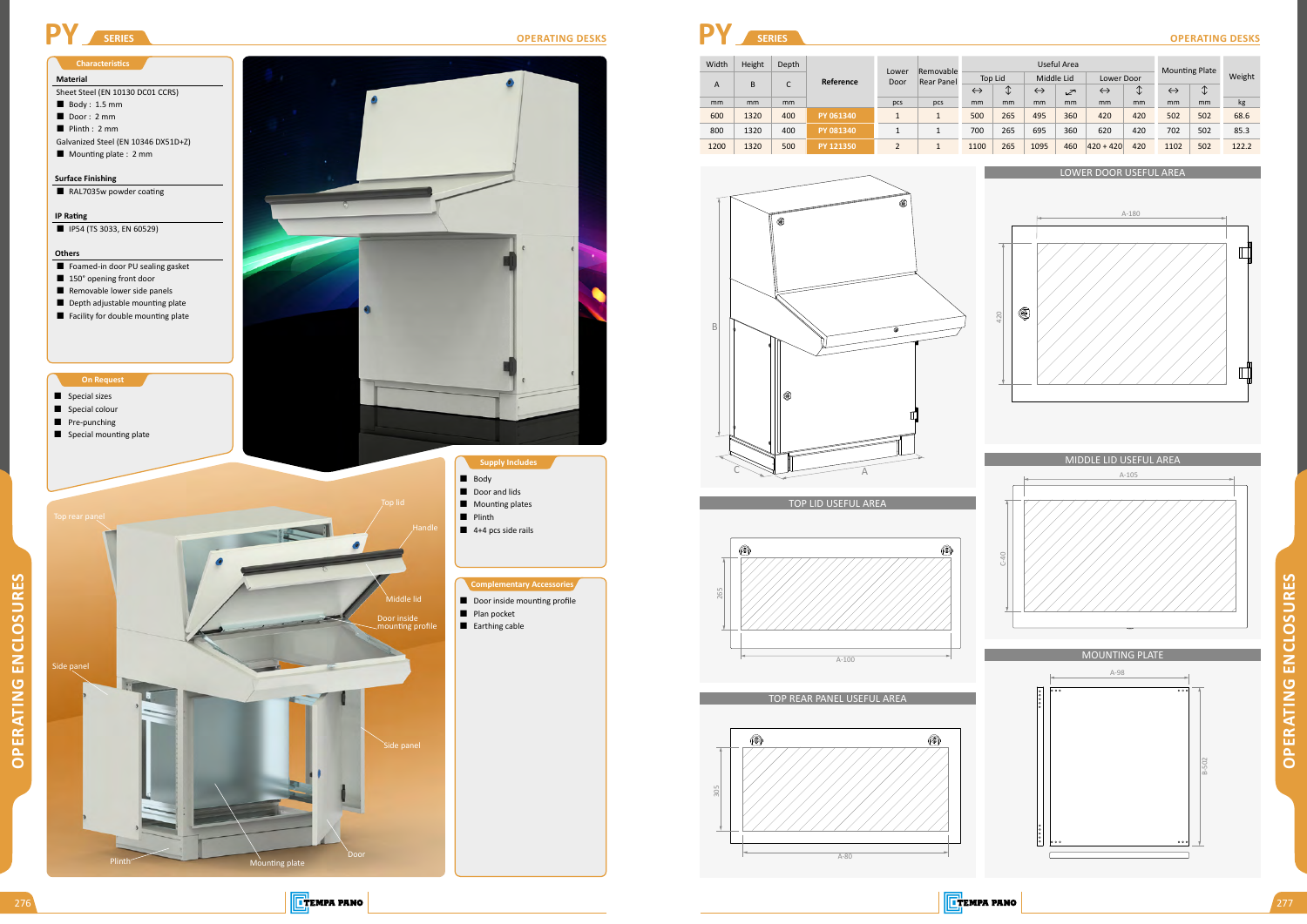# PY SERIES

## OPERATING DESKS

### Characteristics

**Material**

Sheet Steel (EN 10130 DC01 CCRS)

- Body : 1.5 mm
- Door : 2 mm
- Plinth : 2 mm

Galvanized Steel (EN 10346 DX51D+Z)

- Mounting plate : 2 mm

**Surface Finishing**

- RAL7035w powder coating

**IP Rating**

- IP54 (TS 3033, EN 60529)

**Others**

- Foamed-in door PU sealing gasket
- 150° opening front door
- Removable lower side panels
- Depth adjustable mounting plate
- Facility for double mounting plate

### On Request

- Special sizes
- Special colour
- Pre-punching
- Special mounting plate

Top rear panel, Top lid, Handle, Middle lid, Door inside mounting profile, Side panel, Side panel, Plinth, Mounting plate, Door

### Supply Includes

- Body
- Door and lids
- Mounting plates
- Plinth
- 4+4 pcs side rails

### Complementary Accessories

- Door inside mounting profile
- Plan pocket
- Earthing cable

| Width | Height | Depth | Reference | Lower Door | Removable Rear Panel | Useful Area | | | | | | Mounting Plate | | Weight |
|---|---|---|---|---|---|---|---|---|---|---|---|---|---|---|
| | | | | | | Top Lid | | Middle Lid | | Lower Door | | | | |
| A | B | C | | | | ↔ | ↕ | ↔ | ↗ | ↔ | ↕ | ↔ | ↕ | |
| mm | mm | mm | | pcs | pcs | mm | mm | mm | mm | mm | mm | mm | mm | kg |
| 600 | 1320 | 400 | PY 061340 | 1 | 1 | 500 | 265 | 495 | 360 | 420 | 420 | 502 | 502 | 68.6 |
| 800 | 1320 | 400 | PY 081340 | 1 | 1 | 700 | 265 | 695 | 360 | 620 | 420 | 702 | 502 | 85.3 |
| 1200 | 1320 | 500 | PY 121350 | 2 | 1 | 1100 | 265 | 1095 | 460 | 420 + 420 | 420 | 1102 | 502 | 122.2 |

### TOP LID USEFUL AREA

265, A-100

### TOP REAR PANEL USEFUL AREA

305, A-80

### LOWER DOOR USEFUL AREA

A-180, 420

### MIDDLE LID USEFUL AREA

A-105, C-40

### MOUNTING PLATE

A-98, B-502

OPERATING ENCLOSURES

TEMPA PANO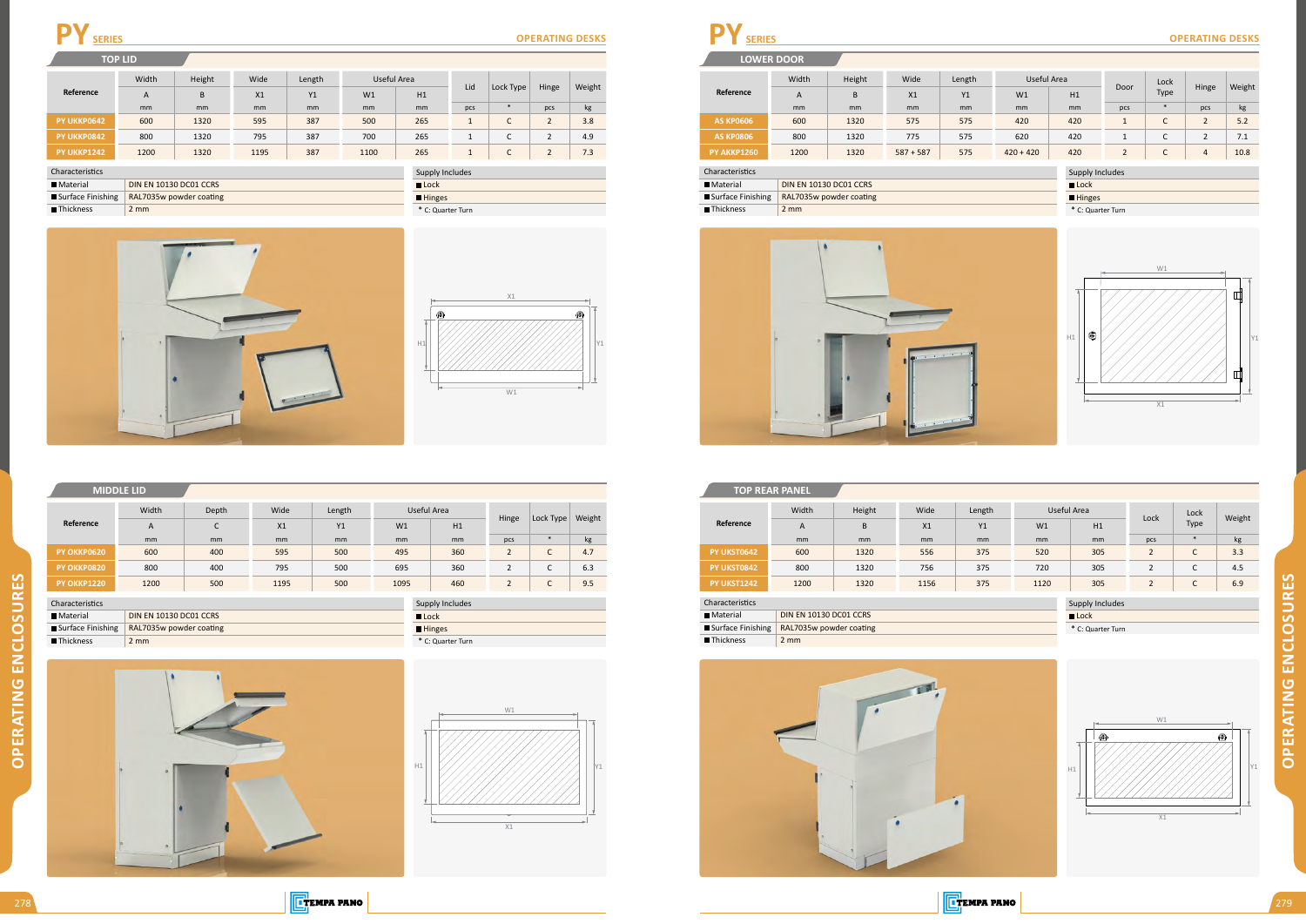# PY SERIES

## OPERATING DESKS

### TOP LID

| Reference | Width | Height | Wide | Length | Useful Area | | Lid | Lock Type | Hinge | Weight |
|---|---|---|---|---|---|---|---|---|---|---|
| | A | B | X1 | Y1 | W1 | H1 | | | | |
| | mm | mm | mm | mm | mm | mm | pcs | * | pcs | kg |
| PY UKKP0642 | 600 | 1320 | 595 | 387 | 500 | 265 | 1 | C | 2 | 3.8 |
| PY UKKP0842 | 800 | 1320 | 795 | 387 | 700 | 265 | 1 | C | 2 | 4.9 |
| PY UKKP1242 | 1200 | 1320 | 1195 | 387 | 1100 | 265 | 1 | C | 2 | 7.3 |

| Characteristics | |
|---|---|
| ■ Material | DIN EN 10130 DC01 CCRS |
| ■ Surface Finishing | RAL7035w powder coating |
| ■ Thickness | 2 mm |

Supply Includes
- ■ Lock
- ■ Hinges

* C: Quarter Turn

### MIDDLE LID

| Reference | Width | Depth | Wide | Length | Useful Area | | Hinge | Lock Type | Weight |
|---|---|---|---|---|---|---|---|---|---|
| | A | C | X1 | Y1 | W1 | H1 | | | |
| | mm | mm | mm | mm | mm | mm | pcs | * | kg |
| PY OKKP0620 | 600 | 400 | 595 | 500 | 495 | 360 | 2 | C | 4.7 |
| PY OKKP0820 | 800 | 400 | 795 | 500 | 695 | 360 | 2 | C | 6.3 |
| PY OKKP1220 | 1200 | 500 | 1195 | 500 | 1095 | 460 | 2 | C | 9.5 |

| Characteristics | |
|---|---|
| ■ Material | DIN EN 10130 DC01 CCRS |
| ■ Surface Finishing | RAL7035w powder coating |
| ■ Thickness | 2 mm |

Supply Includes
- ■ Lock
- ■ Hinges

* C: Quarter Turn

### LOWER DOOR

| Reference | Width | Height | Wide | Length | Useful Area | | Door | Lock Type | Hinge | Weight |
|---|---|---|---|---|---|---|---|---|---|---|
| | A | B | X1 | Y1 | W1 | H1 | | | | |
| | mm | mm | mm | mm | mm | mm | pcs | * | pcs | kg |
| AS KP0606 | 600 | 1320 | 575 | 575 | 420 | 420 | 1 | C | 2 | 5.2 |
| AS KP0806 | 800 | 1320 | 775 | 575 | 620 | 420 | 1 | C | 2 | 7.1 |
| PY AKKP1260 | 1200 | 1320 | 587 + 587 | 575 | 420 + 420 | 420 | 2 | C | 4 | 10.8 |

| Characteristics | |
|---|---|
| ■ Material | DIN EN 10130 DC01 CCRS |
| ■ Surface Finishing | RAL7035w powder coating |
| ■ Thickness | 2 mm |

Supply Includes
- ■ Lock
- ■ Hinges

* C: Quarter Turn

### TOP REAR PANEL

| Reference | Width | Height | Wide | Length | Useful Area | | Lock | Lock Type | Weight |
|---|---|---|---|---|---|---|---|---|---|
| | A | B | X1 | Y1 | W1 | H1 | | | |
| | mm | mm | mm | mm | mm | mm | pcs | * | kg |
| PY UKST0642 | 600 | 1320 | 556 | 375 | 520 | 305 | 2 | C | 3.3 |
| PY UKST0842 | 800 | 1320 | 756 | 375 | 720 | 305 | 2 | C | 4.5 |
| PY UKST1242 | 1200 | 1320 | 1156 | 375 | 1120 | 305 | 2 | C | 6.9 |

| Characteristics | |
|---|---|
| ■ Material | DIN EN 10130 DC01 CCRS |
| ■ Surface Finishing | RAL7035w powder coating |
| ■ Thickness | 2 mm |

Supply Includes
- ■ Lock

* C: Quarter Turn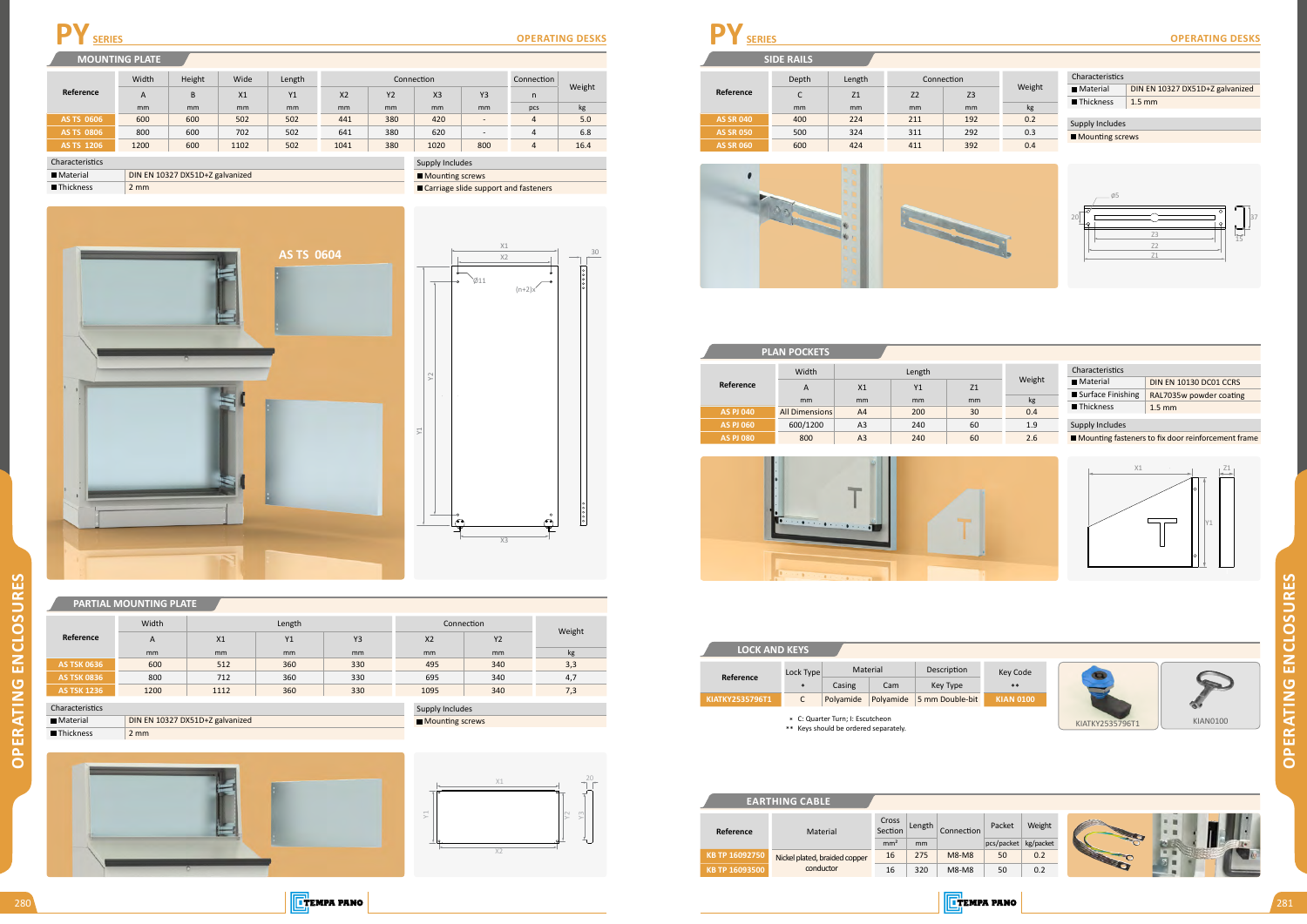# PY SERIES — OPERATING DESKS

## MOUNTING PLATE

| Reference | Width | Height | Wide | Length | Connection | | | | Connection | Weight |
|---|---|---|---|---|---|---|---|---|---|---|
| | A | B | X1 | Y1 | X2 | Y2 | X3 | Y3 | n | |
| | mm | mm | mm | mm | mm | mm | mm | mm | pcs | kg |
| AS TS 0606 | 600 | 600 | 502 | 502 | 441 | 380 | 420 | - | 4 | 5.0 |
| AS TS 0806 | 800 | 600 | 702 | 502 | 641 | 380 | 620 | - | 4 | 6.8 |
| AS TS 1206 | 1200 | 600 | 1102 | 502 | 1041 | 380 | 1020 | 800 | 4 | 16.4 |

| Characteristics | |
|---|---|
| Material | DIN EN 10327 DX51D+Z galvanized |
| Thickness | 2 mm |

Supply Includes
- Mounting screws
- Carriage slide support and fasteners

AS TS 0604

X1, X2, X3, Y1, Y2, 30, Ø11, (n+2)x

## PARTIAL MOUNTING PLATE

| Reference | Width | Length | | | Connection | | Weight |
|---|---|---|---|---|---|---|---|
| | A | X1 | Y1 | Y3 | X2 | Y2 | |
| | mm | mm | mm | mm | mm | mm | kg |
| AS TSK 0636 | 600 | 512 | 360 | 330 | 495 | 340 | 3,3 |
| AS TSK 0836 | 800 | 712 | 360 | 330 | 695 | 340 | 4,7 |
| AS TSK 1236 | 1200 | 1112 | 360 | 330 | 1095 | 340 | 7,3 |

| Characteristics | |
|---|---|
| Material | DIN EN 10327 DX51D+Z galvanized |
| Thickness | 2 mm |

Supply Includes
- Mounting screws

X1, X2, Y1, Y2, Y3, 20

## SIDE RAILS

| Reference | Depth | Length | Connection | | Weight |
|---|---|---|---|---|---|
| | C | Z1 | Z2 | Z3 | |
| | mm | mm | mm | mm | kg |
| AS SR 040 | 400 | 224 | 211 | 192 | 0.2 |
| AS SR 050 | 500 | 324 | 311 | 292 | 0.3 |
| AS SR 060 | 600 | 424 | 411 | 392 | 0.4 |

| Characteristics | |
|---|---|
| Material | DIN EN 10327 DX51D+Z galvanized |
| Thickness | 1.5 mm |

Supply Includes
- Mounting screws

Ø5, 20, 37, 15, Z3, Z2, Z1

## PLAN POCKETS

| Reference | Width | Length | | | Weight |
|---|---|---|---|---|---|
| | A | X1 | Y1 | Z1 | |
| | mm | mm | mm | mm | kg |
| AS PJ 040 | All Dimensions | A4 | 200 | 30 | 0.4 |
| AS PJ 060 | 600/1200 | A3 | 240 | 60 | 1.9 |
| AS PJ 080 | 800 | A3 | 240 | 60 | 2.6 |

| Characteristics | |
|---|---|
| Material | DIN EN 10130 DC01 CCRS |
| Surface Finishing | RAL7035w powder coating |
| Thickness | 1.5 mm |

Supply Includes
- Mounting fasteners to fix door reinforcement frame

X1, Z1, Y1

## LOCK AND KEYS

| Reference | Lock Type | Material | | Description | Key Code |
|---|---|---|---|---|---|
| | * | Casing | Cam | Key Type | ** |
| KIATKY2535796T1 | C | Polyamide | Polyamide | 5 mm Double-bit | KIAN 0100 |

\* C: Quarter Turn; I: Escutcheon
\*\* Keys should be ordered separately.

KIATKY2535796T1

KIAN0100

## EARTHING CABLE

| Reference | Material | Cross Section | Length | Connection | Packet | Weight |
|---|---|---|---|---|---|---|
| | | mm² | mm | | pcs/packet | kg/packet |
| KB TP 16092750 | Nickel plated, braided copper conductor | 16 | 275 | M8-M8 | 50 | 0.2 |
| KB TP 16093500 | | 16 | 320 | M8-M8 | 50 | 0.2 |